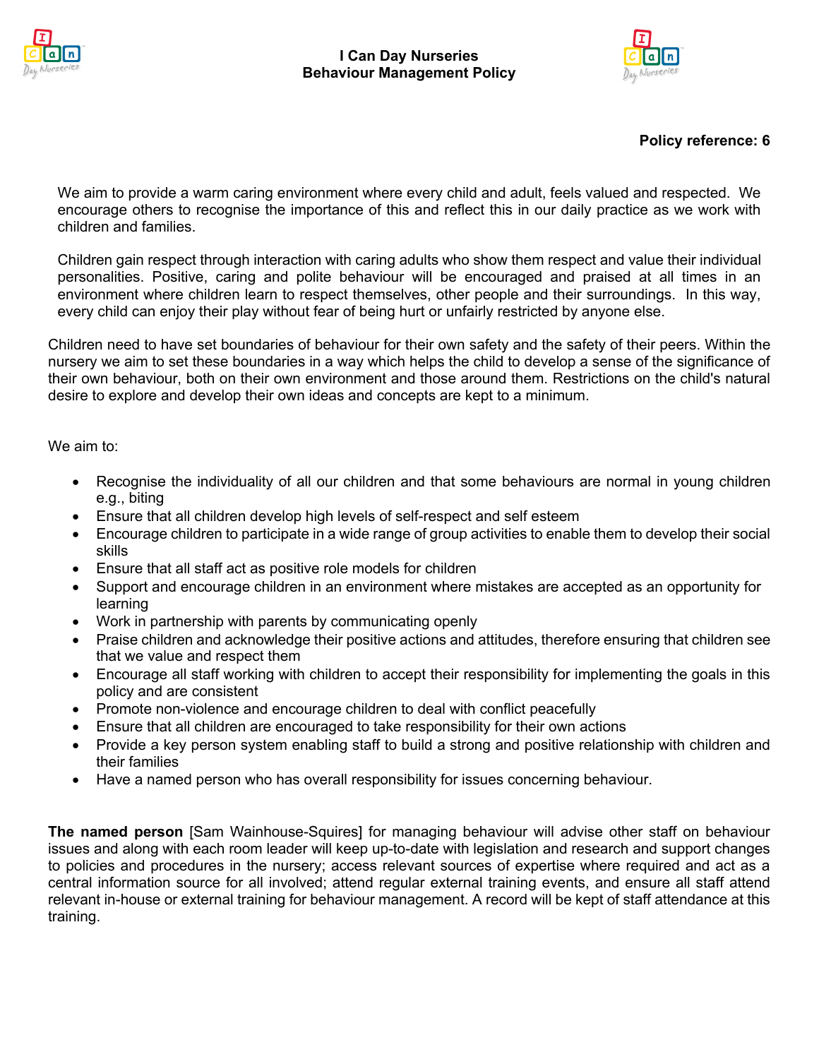# I Can Day Nurseries
## Behaviour Management Policy

**Policy reference: 6**

We aim to provide a warm caring environment where every child and adult, feels valued and respected. We encourage others to recognise the importance of this and reflect this in our daily practice as we work with children and families.

Children gain respect through interaction with caring adults who show them respect and value their individual personalities. Positive, caring and polite behaviour will be encouraged and praised at all times in an environment where children learn to respect themselves, other people and their surroundings. In this way, every child can enjoy their play without fear of being hurt or unfairly restricted by anyone else.

Children need to have set boundaries of behaviour for their own safety and the safety of their peers. Within the nursery we aim to set these boundaries in a way which helps the child to develop a sense of the significance of their own behaviour, both on their own environment and those around them. Restrictions on the child's natural desire to explore and develop their own ideas and concepts are kept to a minimum.

We aim to:

- Recognise the individuality of all our children and that some behaviours are normal in young children e.g., biting
- Ensure that all children develop high levels of self-respect and self esteem
- Encourage children to participate in a wide range of group activities to enable them to develop their social skills
- Ensure that all staff act as positive role models for children
- Support and encourage children in an environment where mistakes are accepted as an opportunity for learning
- Work in partnership with parents by communicating openly
- Praise children and acknowledge their positive actions and attitudes, therefore ensuring that children see that we value and respect them
- Encourage all staff working with children to accept their responsibility for implementing the goals in this policy and are consistent
- Promote non-violence and encourage children to deal with conflict peacefully
- Ensure that all children are encouraged to take responsibility for their own actions
- Provide a key person system enabling staff to build a strong and positive relationship with children and their families
- Have a named person who has overall responsibility for issues concerning behaviour.

**The named person** [Sam Wainhouse-Squires] for managing behaviour will advise other staff on behaviour issues and along with each room leader will keep up-to-date with legislation and research and support changes to policies and procedures in the nursery; access relevant sources of expertise where required and act as a central information source for all involved; attend regular external training events, and ensure all staff attend relevant in-house or external training for behaviour management. A record will be kept of staff attendance at this training.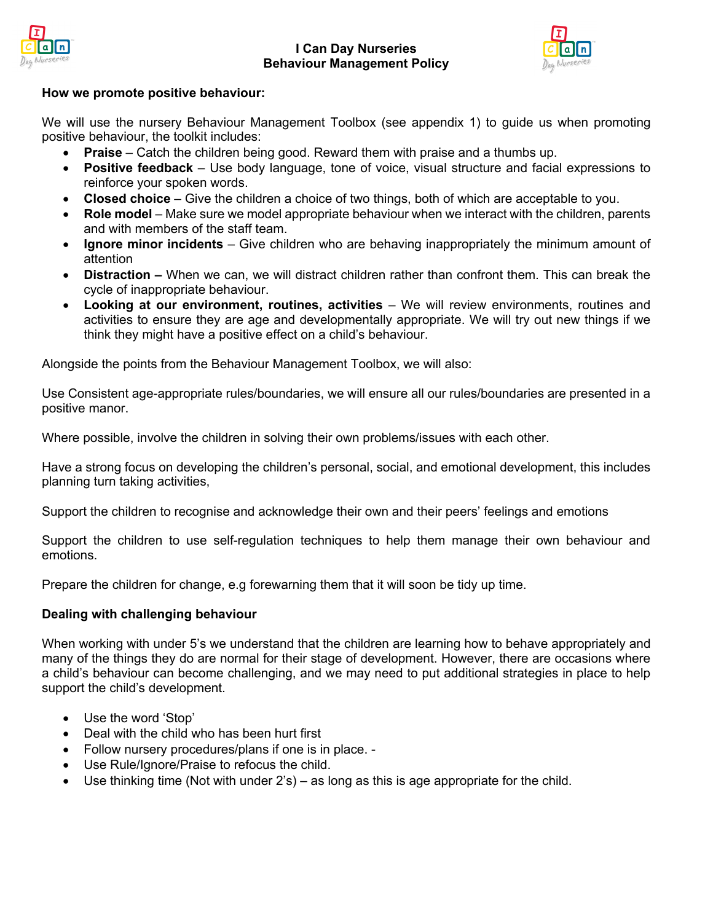**How we promote positive behaviour:**

We will use the nursery Behaviour Management Toolbox (see appendix 1) to guide us when promoting positive behaviour, the toolkit includes:

- **Praise** – Catch the children being good. Reward them with praise and a thumbs up.
- **Positive feedback** – Use body language, tone of voice, visual structure and facial expressions to reinforce your spoken words.
- **Closed choice** – Give the children a choice of two things, both of which are acceptable to you.
- **Role model** – Make sure we model appropriate behaviour when we interact with the children, parents and with members of the staff team.
- **Ignore minor incidents** – Give children who are behaving inappropriately the minimum amount of attention
- **Distraction –** When we can, we will distract children rather than confront them. This can break the cycle of inappropriate behaviour.
- **Looking at our environment, routines, activities** – We will review environments, routines and activities to ensure they are age and developmentally appropriate. We will try out new things if we think they might have a positive effect on a child's behaviour.

Alongside the points from the Behaviour Management Toolbox, we will also:

Use Consistent age-appropriate rules/boundaries, we will ensure all our rules/boundaries are presented in a positive manor.

Where possible, involve the children in solving their own problems/issues with each other.

Have a strong focus on developing the children's personal, social, and emotional development, this includes planning turn taking activities,

Support the children to recognise and acknowledge their own and their peers' feelings and emotions

Support the children to use self-regulation techniques to help them manage their own behaviour and emotions.

Prepare the children for change, e.g forewarning them that it will soon be tidy up time.

**Dealing with challenging behaviour**

When working with under 5's we understand that the children are learning how to behave appropriately and many of the things they do are normal for their stage of development. However, there are occasions where a child's behaviour can become challenging, and we may need to put additional strategies in place to help support the child's development.

- Use the word 'Stop'
- Deal with the child who has been hurt first
- Follow nursery procedures/plans if one is in place. -
- Use Rule/Ignore/Praise to refocus the child.
- Use thinking time (Not with under 2's) – as long as this is age appropriate for the child.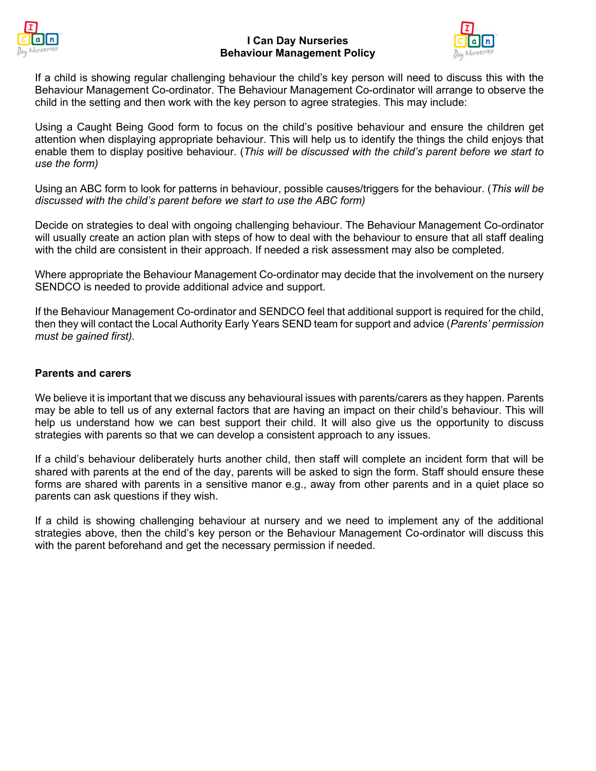If a child is showing regular challenging behaviour the child's key person will need to discuss this with the Behaviour Management Co-ordinator. The Behaviour Management Co-ordinator will arrange to observe the child in the setting and then work with the key person to agree strategies. This may include:

Using a Caught Being Good form to focus on the child's positive behaviour and ensure the children get attention when displaying appropriate behaviour. This will help us to identify the things the child enjoys that enable them to display positive behaviour. (*This will be discussed with the child's parent before we start to use the form)*

Using an ABC form to look for patterns in behaviour, possible causes/triggers for the behaviour. (*This will be discussed with the child's parent before we start to use the ABC form)*

Decide on strategies to deal with ongoing challenging behaviour. The Behaviour Management Co-ordinator will usually create an action plan with steps of how to deal with the behaviour to ensure that all staff dealing with the child are consistent in their approach. If needed a risk assessment may also be completed.

Where appropriate the Behaviour Management Co-ordinator may decide that the involvement on the nursery SENDCO is needed to provide additional advice and support.

If the Behaviour Management Co-ordinator and SENDCO feel that additional support is required for the child, then they will contact the Local Authority Early Years SEND team for support and advice (*Parents' permission must be gained first)*.

**Parents and carers**

We believe it is important that we discuss any behavioural issues with parents/carers as they happen. Parents may be able to tell us of any external factors that are having an impact on their child's behaviour. This will help us understand how we can best support their child. It will also give us the opportunity to discuss strategies with parents so that we can develop a consistent approach to any issues.

If a child's behaviour deliberately hurts another child, then staff will complete an incident form that will be shared with parents at the end of the day, parents will be asked to sign the form. Staff should ensure these forms are shared with parents in a sensitive manor e.g., away from other parents and in a quiet place so parents can ask questions if they wish.

If a child is showing challenging behaviour at nursery and we need to implement any of the additional strategies above, then the child's key person or the Behaviour Management Co-ordinator will discuss this with the parent beforehand and get the necessary permission if needed.